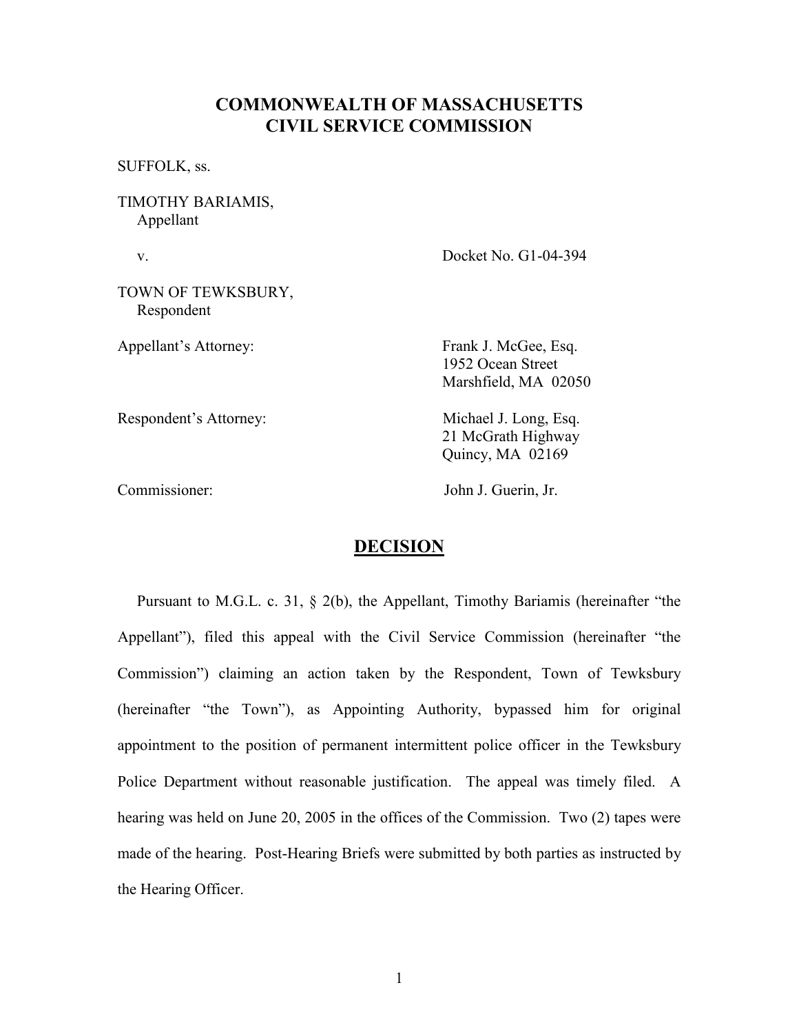# COMMONWEALTH OF MASSACHUSETTS
# CIVIL SERVICE COMMISSION

SUFFOLK, ss.

TIMOTHY BARIAMIS,
Appellant

v. Docket No. G1-04-394

TOWN OF TEWKSBURY,
Respondent

Appellant's Attorney: Frank J. McGee, Esq.
1952 Ocean Street
Marshfield, MA 02050

Respondent's Attorney: Michael J. Long, Esq.
21 McGrath Highway
Quincy, MA 02169

Commissioner: John J. Guerin, Jr.

## DECISION

Pursuant to M.G.L. c. 31, § 2(b), the Appellant, Timothy Bariamis (hereinafter "the Appellant"), filed this appeal with the Civil Service Commission (hereinafter "the Commission") claiming an action taken by the Respondent, Town of Tewksbury (hereinafter "the Town"), as Appointing Authority, bypassed him for original appointment to the position of permanent intermittent police officer in the Tewksbury Police Department without reasonable justification. The appeal was timely filed. A hearing was held on June 20, 2005 in the offices of the Commission. Two (2) tapes were made of the hearing. Post-Hearing Briefs were submitted by both parties as instructed by the Hearing Officer.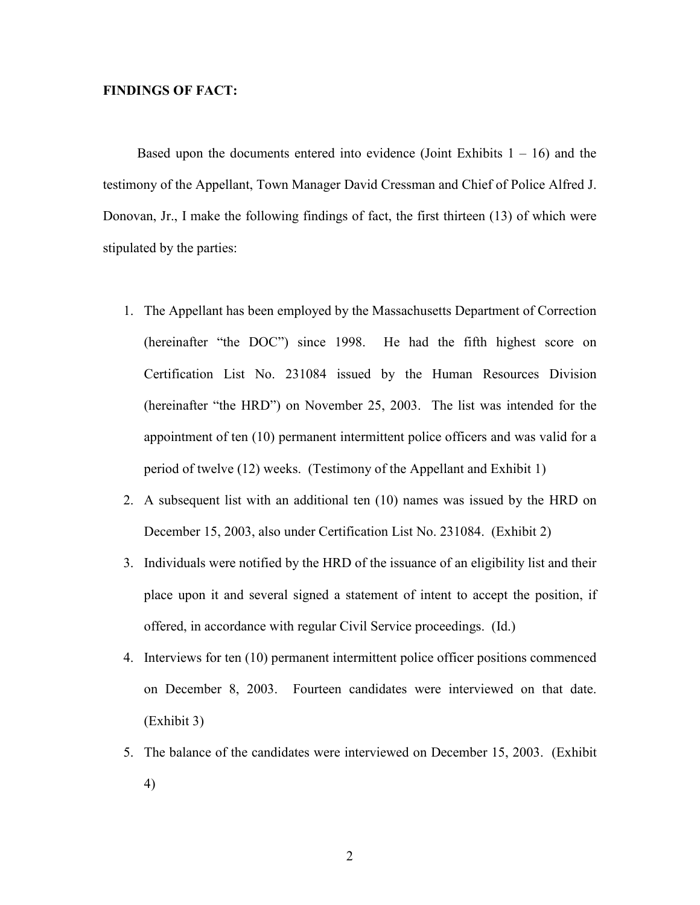**FINDINGS OF FACT:**

Based upon the documents entered into evidence (Joint Exhibits 1 – 16) and the testimony of the Appellant, Town Manager David Cressman and Chief of Police Alfred J. Donovan, Jr., I make the following findings of fact, the first thirteen (13) of which were stipulated by the parties:

1. The Appellant has been employed by the Massachusetts Department of Correction (hereinafter "the DOC") since 1998. He had the fifth highest score on Certification List No. 231084 issued by the Human Resources Division (hereinafter "the HRD") on November 25, 2003. The list was intended for the appointment of ten (10) permanent intermittent police officers and was valid for a period of twelve (12) weeks. (Testimony of the Appellant and Exhibit 1)
2. A subsequent list with an additional ten (10) names was issued by the HRD on December 15, 2003, also under Certification List No. 231084. (Exhibit 2)
3. Individuals were notified by the HRD of the issuance of an eligibility list and their place upon it and several signed a statement of intent to accept the position, if offered, in accordance with regular Civil Service proceedings. (Id.)
4. Interviews for ten (10) permanent intermittent police officer positions commenced on December 8, 2003. Fourteen candidates were interviewed on that date. (Exhibit 3)
5. The balance of the candidates were interviewed on December 15, 2003. (Exhibit 4)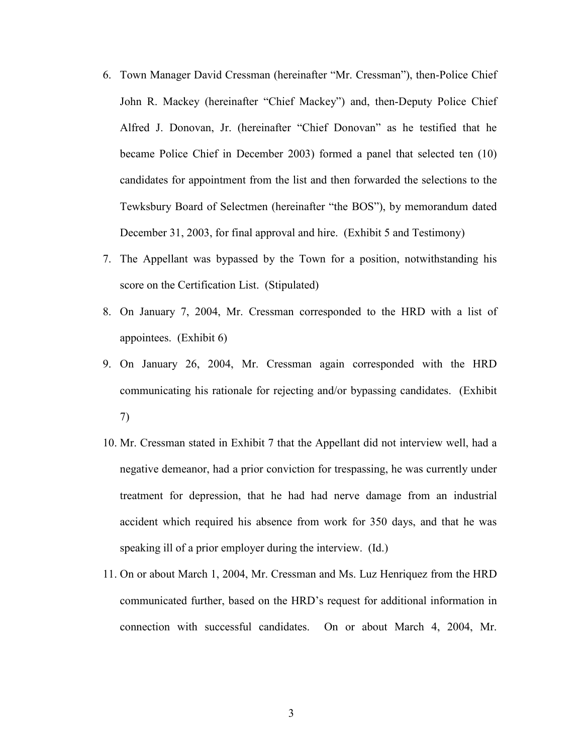6. Town Manager David Cressman (hereinafter "Mr. Cressman"), then-Police Chief John R. Mackey (hereinafter "Chief Mackey") and, then-Deputy Police Chief Alfred J. Donovan, Jr. (hereinafter "Chief Donovan" as he testified that he became Police Chief in December 2003) formed a panel that selected ten (10) candidates for appointment from the list and then forwarded the selections to the Tewksbury Board of Selectmen (hereinafter "the BOS"), by memorandum dated December 31, 2003, for final approval and hire. (Exhibit 5 and Testimony)
7. The Appellant was bypassed by the Town for a position, notwithstanding his score on the Certification List. (Stipulated)
8. On January 7, 2004, Mr. Cressman corresponded to the HRD with a list of appointees. (Exhibit 6)
9. On January 26, 2004, Mr. Cressman again corresponded with the HRD communicating his rationale for rejecting and/or bypassing candidates. (Exhibit 7)
10. Mr. Cressman stated in Exhibit 7 that the Appellant did not interview well, had a negative demeanor, had a prior conviction for trespassing, he was currently under treatment for depression, that he had had nerve damage from an industrial accident which required his absence from work for 350 days, and that he was speaking ill of a prior employer during the interview. (Id.)
11. On or about March 1, 2004, Mr. Cressman and Ms. Luz Henriquez from the HRD communicated further, based on the HRD's request for additional information in connection with successful candidates. On or about March 4, 2004, Mr.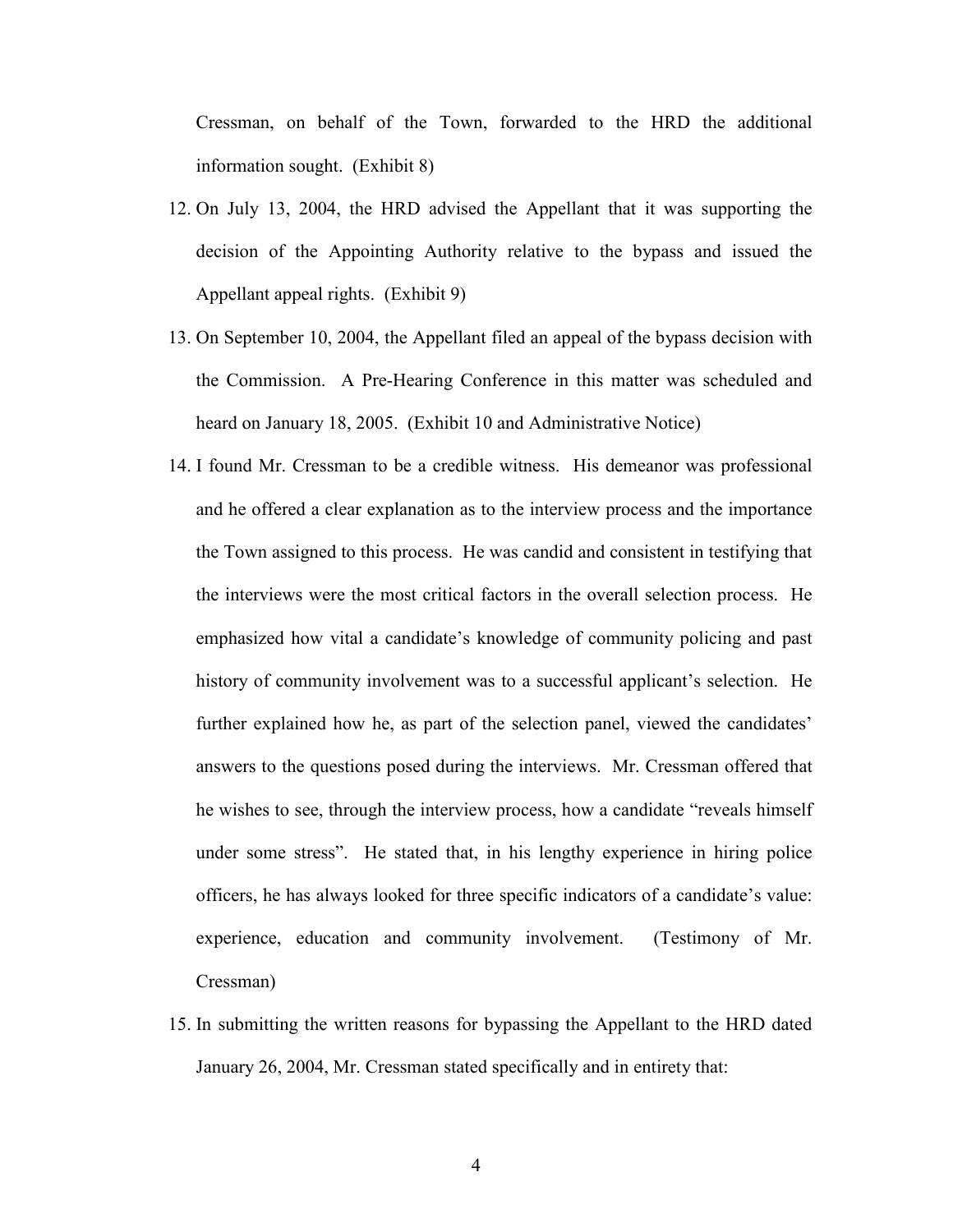Cressman, on behalf of the Town, forwarded to the HRD the additional information sought. (Exhibit 8)

12. On July 13, 2004, the HRD advised the Appellant that it was supporting the decision of the Appointing Authority relative to the bypass and issued the Appellant appeal rights. (Exhibit 9)

13. On September 10, 2004, the Appellant filed an appeal of the bypass decision with the Commission. A Pre-Hearing Conference in this matter was scheduled and heard on January 18, 2005. (Exhibit 10 and Administrative Notice)

14. I found Mr. Cressman to be a credible witness. His demeanor was professional and he offered a clear explanation as to the interview process and the importance the Town assigned to this process. He was candid and consistent in testifying that the interviews were the most critical factors in the overall selection process. He emphasized how vital a candidate's knowledge of community policing and past history of community involvement was to a successful applicant's selection. He further explained how he, as part of the selection panel, viewed the candidates' answers to the questions posed during the interviews. Mr. Cressman offered that he wishes to see, through the interview process, how a candidate "reveals himself under some stress". He stated that, in his lengthy experience in hiring police officers, he has always looked for three specific indicators of a candidate's value: experience, education and community involvement. (Testimony of Mr. Cressman)

15. In submitting the written reasons for bypassing the Appellant to the HRD dated January 26, 2004, Mr. Cressman stated specifically and in entirety that: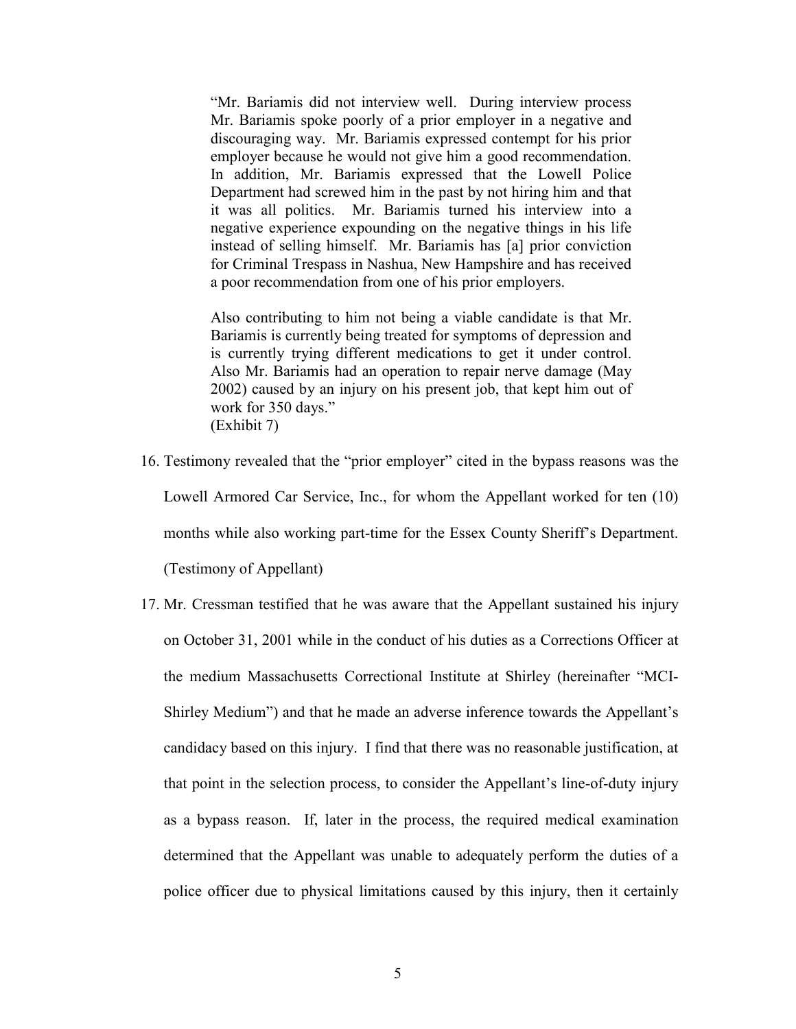> "Mr. Bariamis did not interview well. During interview process Mr. Bariamis spoke poorly of a prior employer in a negative and discouraging way. Mr. Bariamis expressed contempt for his prior employer because he would not give him a good recommendation. In addition, Mr. Bariamis expressed that the Lowell Police Department had screwed him in the past by not hiring him and that it was all politics. Mr. Bariamis turned his interview into a negative experience expounding on the negative things in his life instead of selling himself. Mr. Bariamis has [a] prior conviction for Criminal Trespass in Nashua, New Hampshire and has received a poor recommendation from one of his prior employers.
>
> Also contributing to him not being a viable candidate is that Mr. Bariamis is currently being treated for symptoms of depression and is currently trying different medications to get it under control. Also Mr. Bariamis had an operation to repair nerve damage (May 2002) caused by an injury on his present job, that kept him out of work for 350 days."
> (Exhibit 7)

16. Testimony revealed that the "prior employer" cited in the bypass reasons was the Lowell Armored Car Service, Inc., for whom the Appellant worked for ten (10) months while also working part-time for the Essex County Sheriff's Department. (Testimony of Appellant)

17. Mr. Cressman testified that he was aware that the Appellant sustained his injury on October 31, 2001 while in the conduct of his duties as a Corrections Officer at the medium Massachusetts Correctional Institute at Shirley (hereinafter "MCI-Shirley Medium") and that he made an adverse inference towards the Appellant's candidacy based on this injury. I find that there was no reasonable justification, at that point in the selection process, to consider the Appellant's line-of-duty injury as a bypass reason. If, later in the process, the required medical examination determined that the Appellant was unable to adequately perform the duties of a police officer due to physical limitations caused by this injury, then it certainly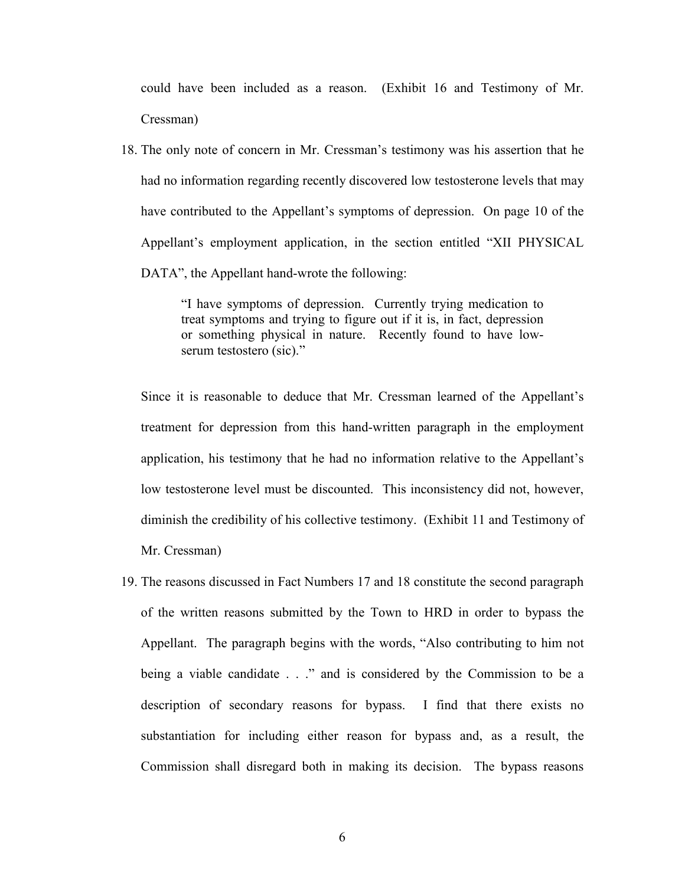could have been included as a reason. (Exhibit 16 and Testimony of Mr. Cressman)

18. The only note of concern in Mr. Cressman's testimony was his assertion that he had no information regarding recently discovered low testosterone levels that may have contributed to the Appellant's symptoms of depression. On page 10 of the Appellant's employment application, in the section entitled "XII PHYSICAL DATA", the Appellant hand-wrote the following:

    > "I have symptoms of depression. Currently trying medication to treat symptoms and trying to figure out if it is, in fact, depression or something physical in nature. Recently found to have low-serum testostero (sic)."

    Since it is reasonable to deduce that Mr. Cressman learned of the Appellant's treatment for depression from this hand-written paragraph in the employment application, his testimony that he had no information relative to the Appellant's low testosterone level must be discounted. This inconsistency did not, however, diminish the credibility of his collective testimony. (Exhibit 11 and Testimony of Mr. Cressman)

19. The reasons discussed in Fact Numbers 17 and 18 constitute the second paragraph of the written reasons submitted by the Town to HRD in order to bypass the Appellant. The paragraph begins with the words, "Also contributing to him not being a viable candidate . . ." and is considered by the Commission to be a description of secondary reasons for bypass. I find that there exists no substantiation for including either reason for bypass and, as a result, the Commission shall disregard both in making its decision. The bypass reasons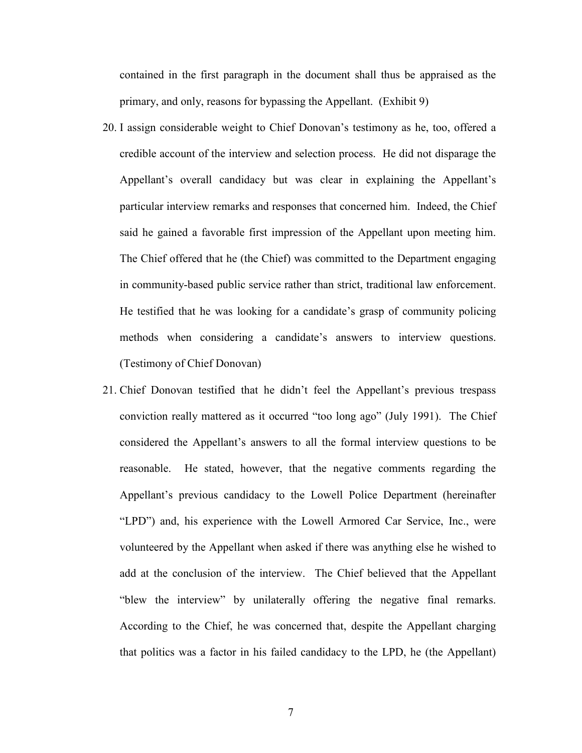contained in the first paragraph in the document shall thus be appraised as the primary, and only, reasons for bypassing the Appellant. (Exhibit 9)

20. I assign considerable weight to Chief Donovan's testimony as he, too, offered a credible account of the interview and selection process. He did not disparage the Appellant's overall candidacy but was clear in explaining the Appellant's particular interview remarks and responses that concerned him. Indeed, the Chief said he gained a favorable first impression of the Appellant upon meeting him. The Chief offered that he (the Chief) was committed to the Department engaging in community-based public service rather than strict, traditional law enforcement. He testified that he was looking for a candidate's grasp of community policing methods when considering a candidate's answers to interview questions. (Testimony of Chief Donovan)

21. Chief Donovan testified that he didn't feel the Appellant's previous trespass conviction really mattered as it occurred "too long ago" (July 1991). The Chief considered the Appellant's answers to all the formal interview questions to be reasonable. He stated, however, that the negative comments regarding the Appellant's previous candidacy to the Lowell Police Department (hereinafter "LPD") and, his experience with the Lowell Armored Car Service, Inc., were volunteered by the Appellant when asked if there was anything else he wished to add at the conclusion of the interview. The Chief believed that the Appellant "blew the interview" by unilaterally offering the negative final remarks. According to the Chief, he was concerned that, despite the Appellant charging that politics was a factor in his failed candidacy to the LPD, he (the Appellant)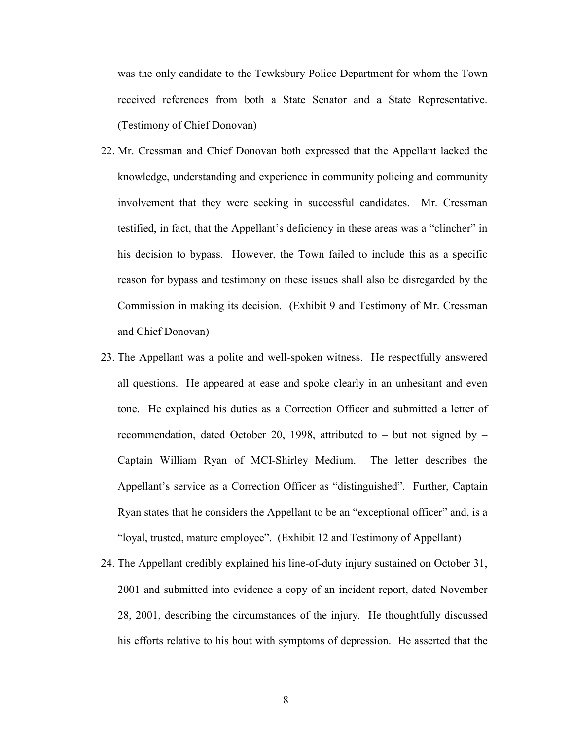was the only candidate to the Tewksbury Police Department for whom the Town received references from both a State Senator and a State Representative. (Testimony of Chief Donovan)

22. Mr. Cressman and Chief Donovan both expressed that the Appellant lacked the knowledge, understanding and experience in community policing and community involvement that they were seeking in successful candidates. Mr. Cressman testified, in fact, that the Appellant's deficiency in these areas was a "clincher" in his decision to bypass. However, the Town failed to include this as a specific reason for bypass and testimony on these issues shall also be disregarded by the Commission in making its decision. (Exhibit 9 and Testimony of Mr. Cressman and Chief Donovan)

23. The Appellant was a polite and well-spoken witness. He respectfully answered all questions. He appeared at ease and spoke clearly in an unhesitant and even tone. He explained his duties as a Correction Officer and submitted a letter of recommendation, dated October 20, 1998, attributed to – but not signed by – Captain William Ryan of MCI-Shirley Medium. The letter describes the Appellant's service as a Correction Officer as "distinguished". Further, Captain Ryan states that he considers the Appellant to be an "exceptional officer" and, is a "loyal, trusted, mature employee". (Exhibit 12 and Testimony of Appellant)

24. The Appellant credibly explained his line-of-duty injury sustained on October 31, 2001 and submitted into evidence a copy of an incident report, dated November 28, 2001, describing the circumstances of the injury. He thoughtfully discussed his efforts relative to his bout with symptoms of depression. He asserted that the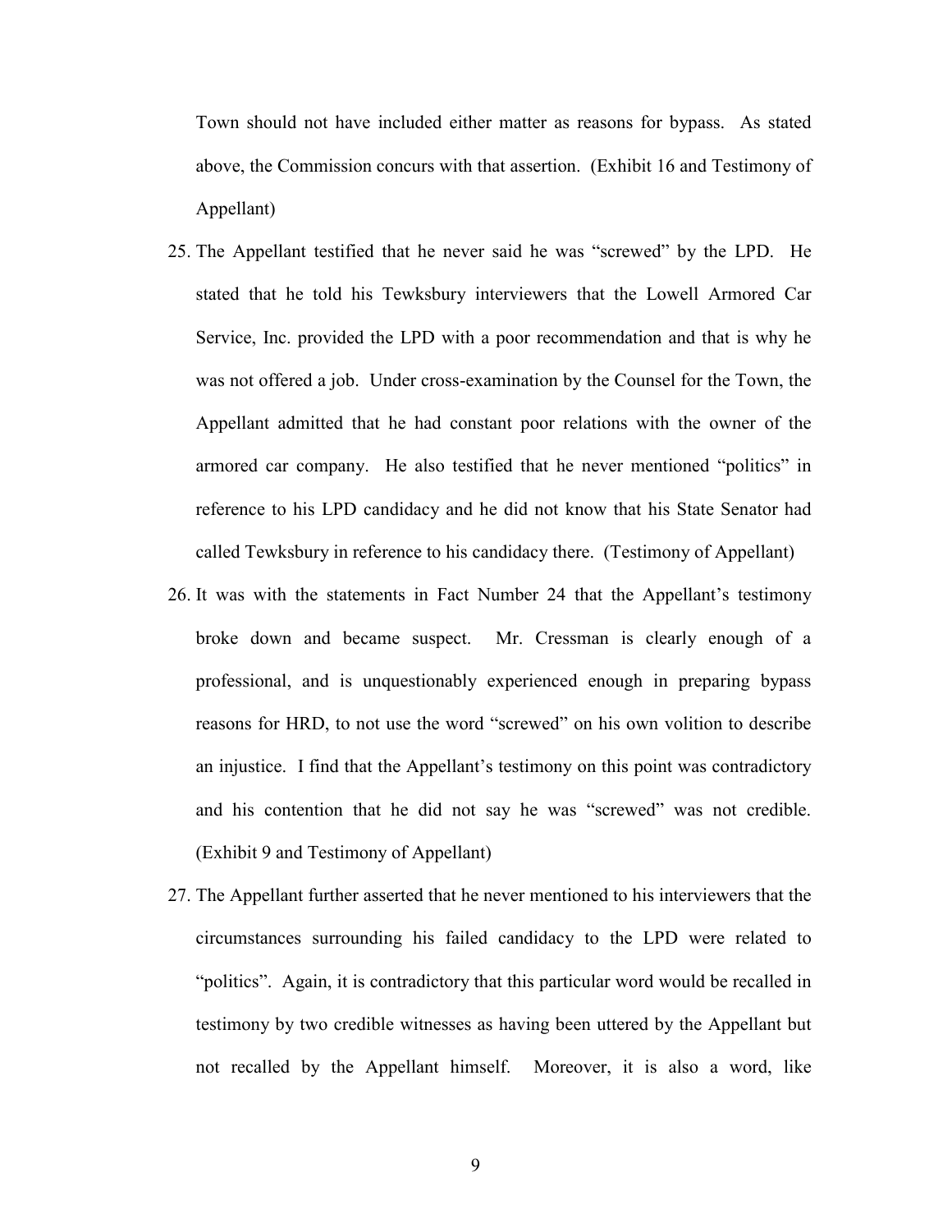Town should not have included either matter as reasons for bypass. As stated above, the Commission concurs with that assertion. (Exhibit 16 and Testimony of Appellant)

25. The Appellant testified that he never said he was "screwed" by the LPD. He stated that he told his Tewksbury interviewers that the Lowell Armored Car Service, Inc. provided the LPD with a poor recommendation and that is why he was not offered a job. Under cross-examination by the Counsel for the Town, the Appellant admitted that he had constant poor relations with the owner of the armored car company. He also testified that he never mentioned "politics" in reference to his LPD candidacy and he did not know that his State Senator had called Tewksbury in reference to his candidacy there. (Testimony of Appellant)

26. It was with the statements in Fact Number 24 that the Appellant's testimony broke down and became suspect. Mr. Cressman is clearly enough of a professional, and is unquestionably experienced enough in preparing bypass reasons for HRD, to not use the word "screwed" on his own volition to describe an injustice. I find that the Appellant's testimony on this point was contradictory and his contention that he did not say he was "screwed" was not credible. (Exhibit 9 and Testimony of Appellant)

27. The Appellant further asserted that he never mentioned to his interviewers that the circumstances surrounding his failed candidacy to the LPD were related to "politics". Again, it is contradictory that this particular word would be recalled in testimony by two credible witnesses as having been uttered by the Appellant but not recalled by the Appellant himself. Moreover, it is also a word, like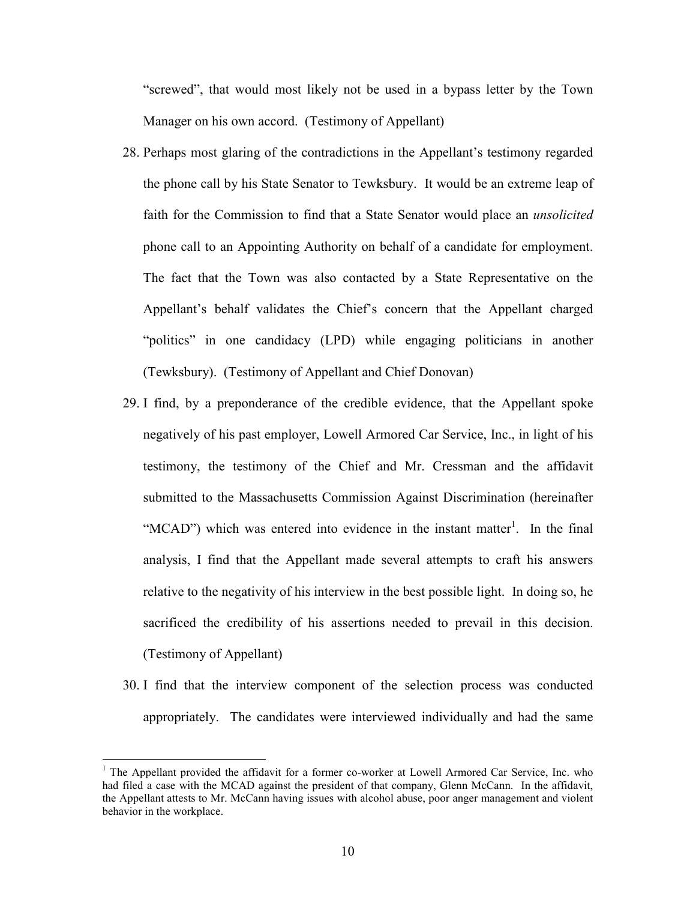"screwed", that would most likely not be used in a bypass letter by the Town Manager on his own accord. (Testimony of Appellant)

28. Perhaps most glaring of the contradictions in the Appellant's testimony regarded the phone call by his State Senator to Tewksbury. It would be an extreme leap of faith for the Commission to find that a State Senator would place an *unsolicited* phone call to an Appointing Authority on behalf of a candidate for employment. The fact that the Town was also contacted by a State Representative on the Appellant's behalf validates the Chief's concern that the Appellant charged "politics" in one candidacy (LPD) while engaging politicians in another (Tewksbury). (Testimony of Appellant and Chief Donovan)

29. I find, by a preponderance of the credible evidence, that the Appellant spoke negatively of his past employer, Lowell Armored Car Service, Inc., in light of his testimony, the testimony of the Chief and Mr. Cressman and the affidavit submitted to the Massachusetts Commission Against Discrimination (hereinafter "MCAD") which was entered into evidence in the instant matter[1]. In the final analysis, I find that the Appellant made several attempts to craft his answers relative to the negativity of his interview in the best possible light. In doing so, he sacrificed the credibility of his assertions needed to prevail in this decision. (Testimony of Appellant)

30. I find that the interview component of the selection process was conducted appropriately. The candidates were interviewed individually and had the same

[1] The Appellant provided the affidavit for a former co-worker at Lowell Armored Car Service, Inc. who had filed a case with the MCAD against the president of that company, Glenn McCann. In the affidavit, the Appellant attests to Mr. McCann having issues with alcohol abuse, poor anger management and violent behavior in the workplace.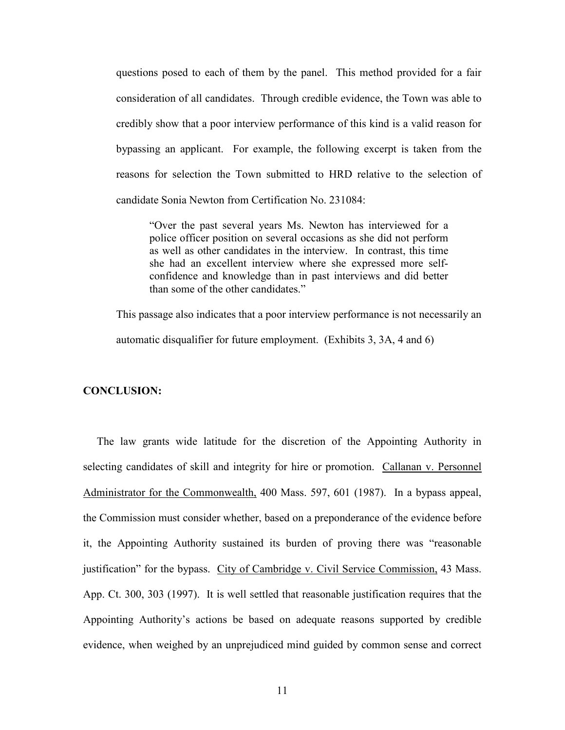questions posed to each of them by the panel. This method provided for a fair consideration of all candidates. Through credible evidence, the Town was able to credibly show that a poor interview performance of this kind is a valid reason for bypassing an applicant. For example, the following excerpt is taken from the reasons for selection the Town submitted to HRD relative to the selection of candidate Sonia Newton from Certification No. 231084:

> "Over the past several years Ms. Newton has interviewed for a police officer position on several occasions as she did not perform as well as other candidates in the interview. In contrast, this time she had an excellent interview where she expressed more self-confidence and knowledge than in past interviews and did better than some of the other candidates."

This passage also indicates that a poor interview performance is not necessarily an automatic disqualifier for future employment. (Exhibits 3, 3A, 4 and 6)

**CONCLUSION:**

The law grants wide latitude for the discretion of the Appointing Authority in selecting candidates of skill and integrity for hire or promotion. Callanan v. Personnel Administrator for the Commonwealth, 400 Mass. 597, 601 (1987). In a bypass appeal, the Commission must consider whether, based on a preponderance of the evidence before it, the Appointing Authority sustained its burden of proving there was "reasonable justification" for the bypass. City of Cambridge v. Civil Service Commission, 43 Mass. App. Ct. 300, 303 (1997). It is well settled that reasonable justification requires that the Appointing Authority's actions be based on adequate reasons supported by credible evidence, when weighed by an unprejudiced mind guided by common sense and correct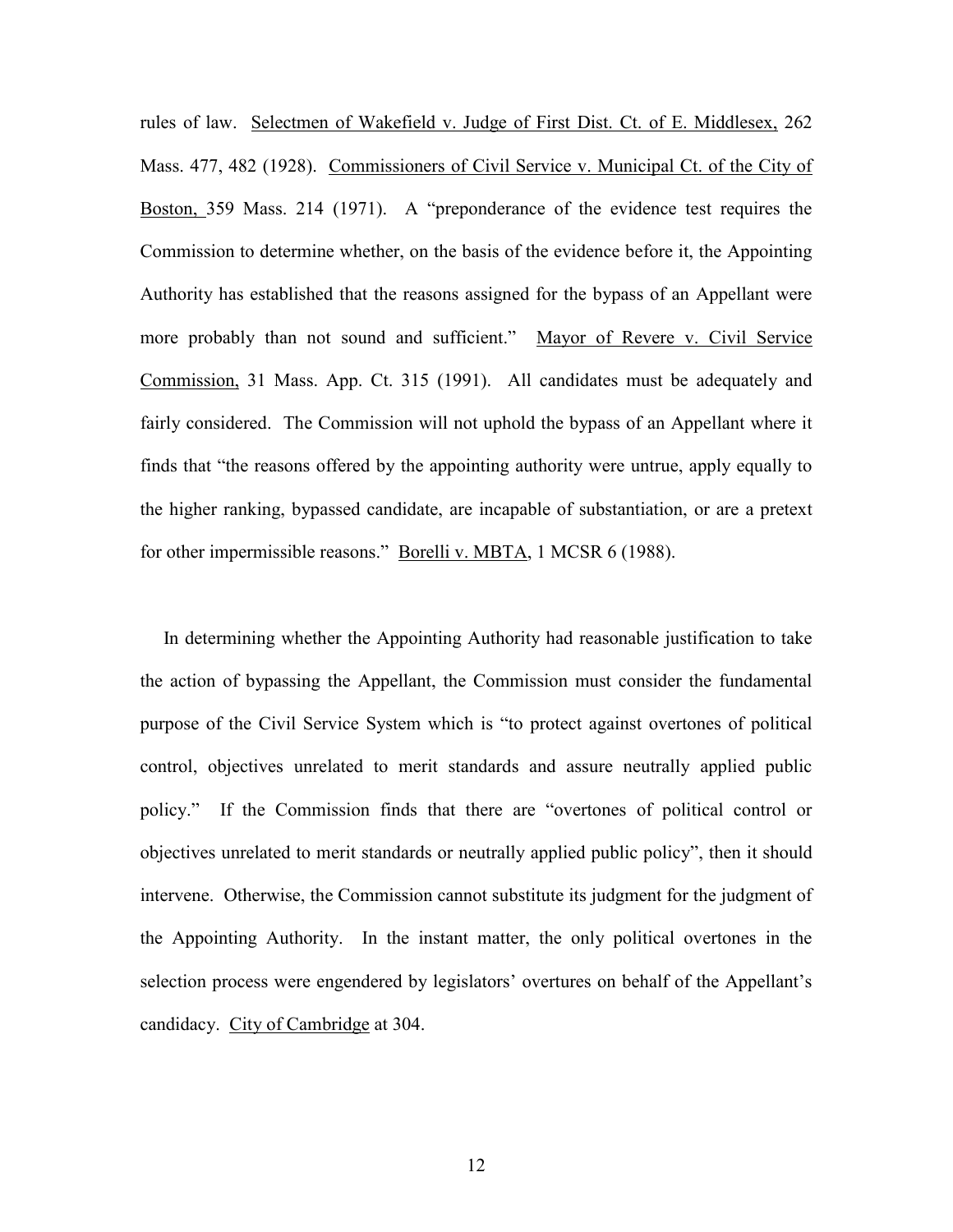rules of law. Selectmen of Wakefield v. Judge of First Dist. Ct. of E. Middlesex, 262 Mass. 477, 482 (1928). Commissioners of Civil Service v. Municipal Ct. of the City of Boston, 359 Mass. 214 (1971). A "preponderance of the evidence test requires the Commission to determine whether, on the basis of the evidence before it, the Appointing Authority has established that the reasons assigned for the bypass of an Appellant were more probably than not sound and sufficient." Mayor of Revere v. Civil Service Commission, 31 Mass. App. Ct. 315 (1991). All candidates must be adequately and fairly considered. The Commission will not uphold the bypass of an Appellant where it finds that "the reasons offered by the appointing authority were untrue, apply equally to the higher ranking, bypassed candidate, are incapable of substantiation, or are a pretext for other impermissible reasons." Borelli v. MBTA, 1 MCSR 6 (1988).

In determining whether the Appointing Authority had reasonable justification to take the action of bypassing the Appellant, the Commission must consider the fundamental purpose of the Civil Service System which is "to protect against overtones of political control, objectives unrelated to merit standards and assure neutrally applied public policy." If the Commission finds that there are "overtones of political control or objectives unrelated to merit standards or neutrally applied public policy", then it should intervene. Otherwise, the Commission cannot substitute its judgment for the judgment of the Appointing Authority. In the instant matter, the only political overtones in the selection process were engendered by legislators' overtures on behalf of the Appellant's candidacy. City of Cambridge at 304.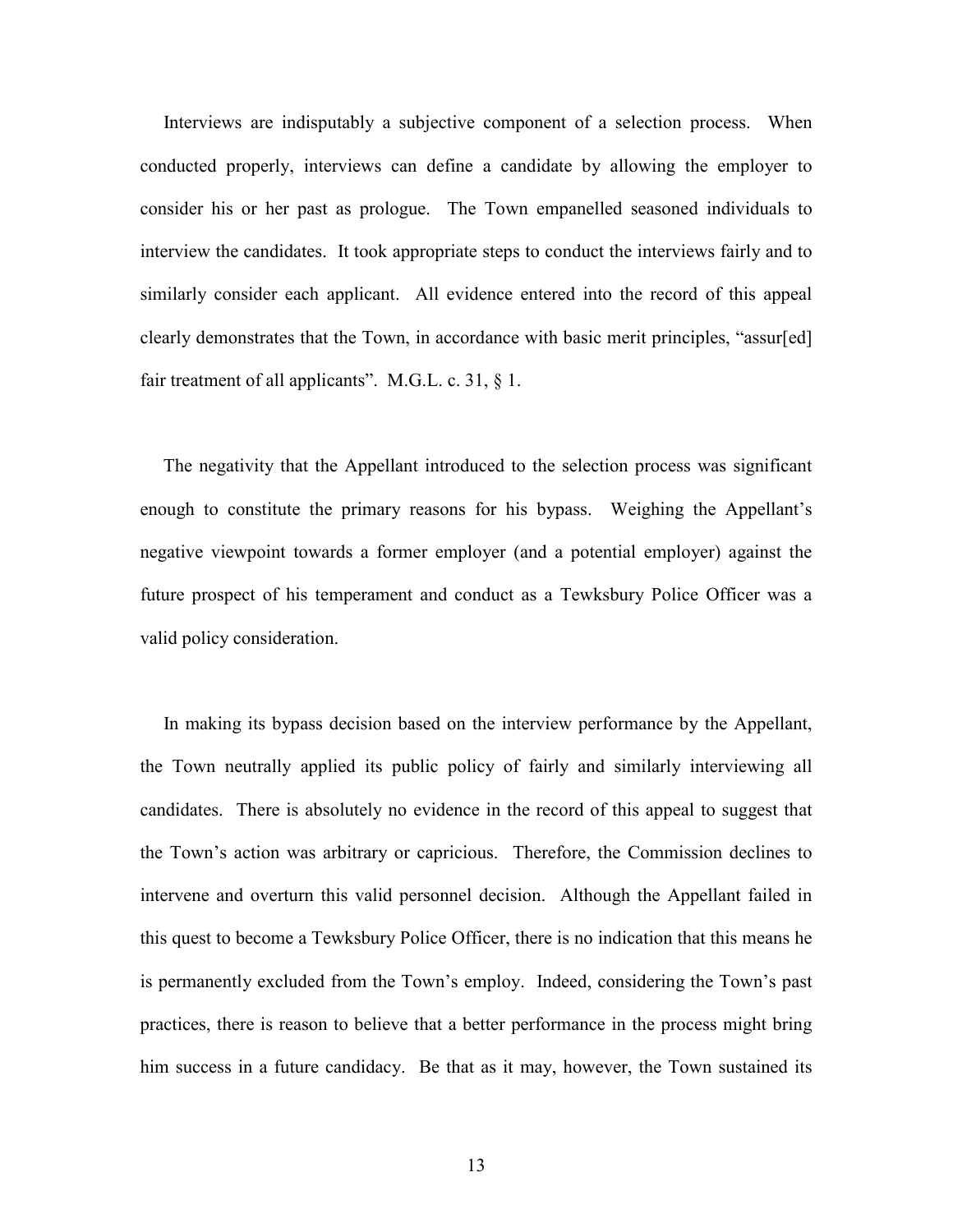Interviews are indisputably a subjective component of a selection process. When conducted properly, interviews can define a candidate by allowing the employer to consider his or her past as prologue. The Town empanelled seasoned individuals to interview the candidates. It took appropriate steps to conduct the interviews fairly and to similarly consider each applicant. All evidence entered into the record of this appeal clearly demonstrates that the Town, in accordance with basic merit principles, "assur[ed] fair treatment of all applicants". M.G.L. c. 31, § 1.

The negativity that the Appellant introduced to the selection process was significant enough to constitute the primary reasons for his bypass. Weighing the Appellant's negative viewpoint towards a former employer (and a potential employer) against the future prospect of his temperament and conduct as a Tewksbury Police Officer was a valid policy consideration.

In making its bypass decision based on the interview performance by the Appellant, the Town neutrally applied its public policy of fairly and similarly interviewing all candidates. There is absolutely no evidence in the record of this appeal to suggest that the Town's action was arbitrary or capricious. Therefore, the Commission declines to intervene and overturn this valid personnel decision. Although the Appellant failed in this quest to become a Tewksbury Police Officer, there is no indication that this means he is permanently excluded from the Town's employ. Indeed, considering the Town's past practices, there is reason to believe that a better performance in the process might bring him success in a future candidacy. Be that as it may, however, the Town sustained its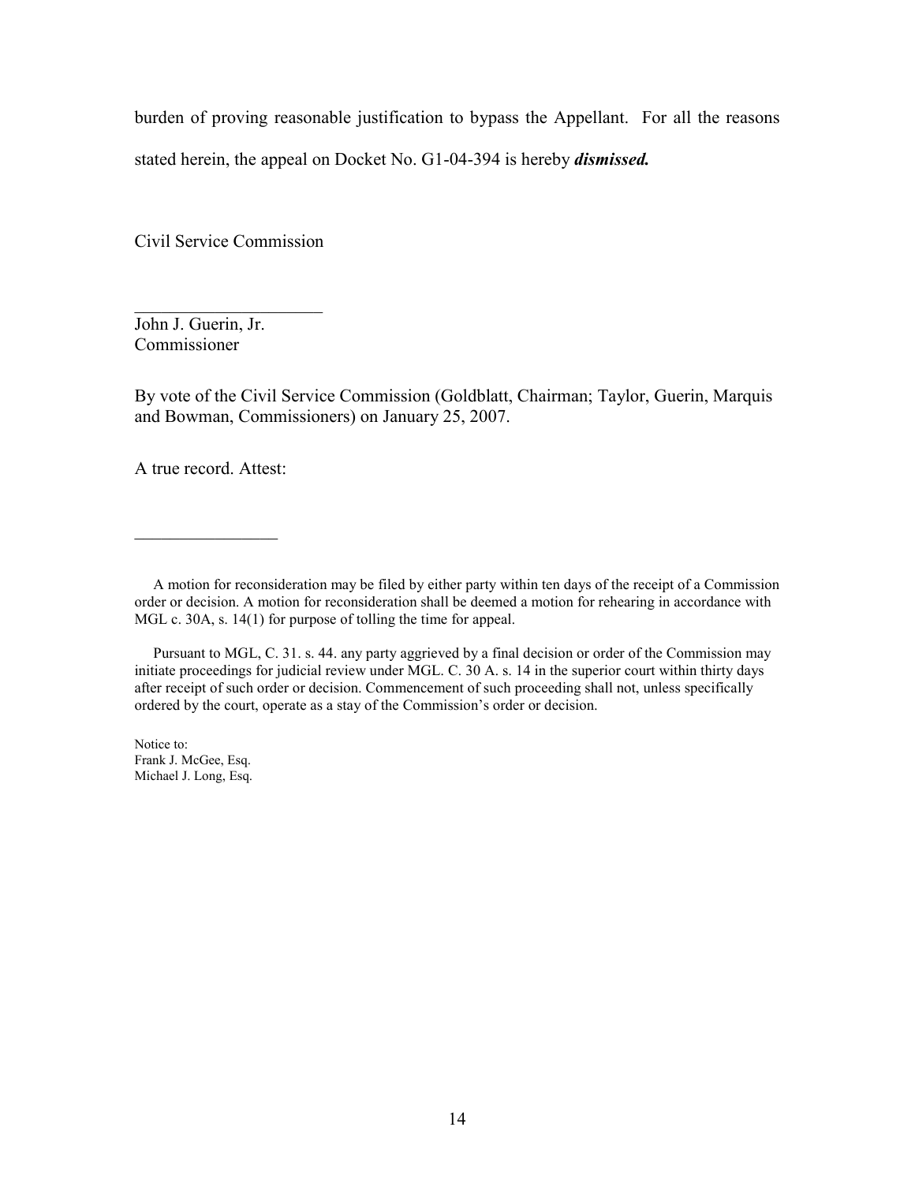burden of proving reasonable justification to bypass the Appellant. For all the reasons stated herein, the appeal on Docket No. G1-04-394 is hereby ***dismissed.***

Civil Service Commission

______________________
John J. Guerin, Jr.
Commissioner

By vote of the Civil Service Commission (Goldblatt, Chairman; Taylor, Guerin, Marquis and Bowman, Commissioners) on January 25, 2007.

A true record. Attest:

________________

A motion for reconsideration may be filed by either party within ten days of the receipt of a Commission order or decision. A motion for reconsideration shall be deemed a motion for rehearing in accordance with MGL c. 30A, s. 14(1) for purpose of tolling the time for appeal.

Pursuant to MGL, C. 31. s. 44. any party aggrieved by a final decision or order of the Commission may initiate proceedings for judicial review under MGL. C. 30 A. s. 14 in the superior court within thirty days after receipt of such order or decision. Commencement of such proceeding shall not, unless specifically ordered by the court, operate as a stay of the Commission's order or decision.

Notice to:
Frank J. McGee, Esq.
Michael J. Long, Esq.